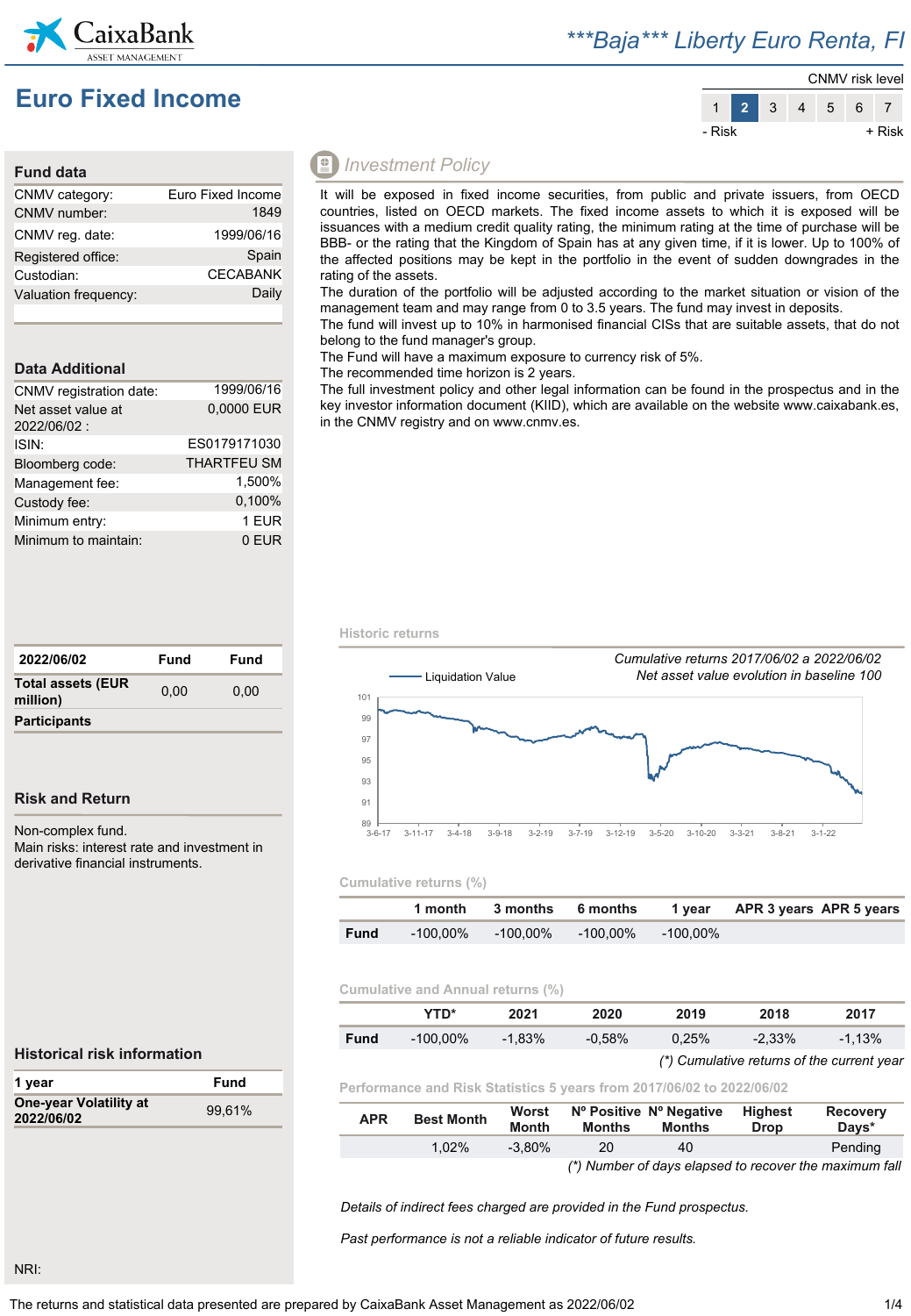# ***Baja*** Liberty Euro Renta, FI

## Euro Fixed Income

CNMV risk level

| 1 | **2** | 3 | 4 | 5 | 6 | 7 |
|---|---|---|---|---|---|---|

- Risk + Risk

### Fund data

| | |
|---|---|
| CNMV category: | Euro Fixed Income |
| CNMV number: | 1849 |
| CNMV reg. date: | 1999/06/16 |
| Registered office: | Spain |
| Custodian: | CECABANK |
| Valuation frequency: | Daily |

### Data Additional

| | |
|---|---|
| CNMV registration date: | 1999/06/16 |
| Net asset value at 2022/06/02 : | 0,0000 EUR |
| ISIN: | ES0179171030 |
| Bloomberg code: | THARTFEU SM |
| Management fee: | 1,500% |
| Custody fee: | 0,100% |
| Minimum entry: | 1 EUR |
| Minimum to maintain: | 0 EUR |

| 2022/06/02 | Fund | Fund |
|---|---|---|
| **Total assets (EUR million)** | 0,00 | 0,00 |
| **Participants** | | |

### Risk and Return

Non-complex fund.
Main risks: interest rate and investment in derivative financial instruments.

### Historical risk information

| 1 year | Fund |
|---|---|
| **One-year Volatility at 2022/06/02** | 99,61% |

NRI:

### Investment Policy

It will be exposed in fixed income securities, from public and private issuers, from OECD countries, listed on OECD markets. The fixed income assets to which it is exposed will be issuances with a medium credit quality rating, the minimum rating at the time of purchase will be BBB- or the rating that the Kingdom of Spain has at any given time, if it is lower. Up to 100% of the affected positions may be kept in the portfolio in the event of sudden downgrades in the rating of the assets.
The duration of the portfolio will be adjusted according to the market situation or vision of the management team and may range from 0 to 3.5 years. The fund may invest in deposits.
The fund will invest up to 10% in harmonised financial CISs that are suitable assets, that do not belong to the fund manager's group.
The Fund will have a maximum exposure to currency risk of 5%.
The recommended time horizon is 2 years.
The full investment policy and other legal information can be found in the prospectus and in the key investor information document (KIID), which are available on the website www.caixabank.es, in the CNMV registry and on www.cnmv.es.

### Historic returns

*Cumulative returns 2017/06/02 a 2022/06/02*
*Net asset value evolution in baseline 100*

Liquidation Value

### Cumulative returns (%)

| | 1 month | 3 months | 6 months | 1 year | APR 3 years | APR 5 years |
|---|---|---|---|---|---|---|
| **Fund** | -100,00% | -100,00% | -100,00% | -100,00% | | |

### Cumulative and Annual returns (%)

| | YTD* | 2021 | 2020 | 2019 | 2018 | 2017 |
|---|---|---|---|---|---|---|
| **Fund** | -100,00% | -1,83% | -0,58% | 0,25% | -2,33% | -1,13% |

*(*) Cumulative returns of the current year*

### Performance and Risk Statistics 5 years from 2017/06/02 to 2022/06/02

| APR | Best Month | Worst Month | Nº Positive Months | Nº Negative Months | Highest Drop | Recovery Days* |
|---|---|---|---|---|---|---|
| | 1,02% | -3,80% | 20 | 40 | | Pending |

*(*) Number of days elapsed to recover the maximum fall*

*Details of indirect fees charged are provided in the Fund prospectus.*

*Past performance is not a reliable indicator of future results.*

The returns and statistical data presented are prepared by CaixaBank Asset Management as 2022/06/02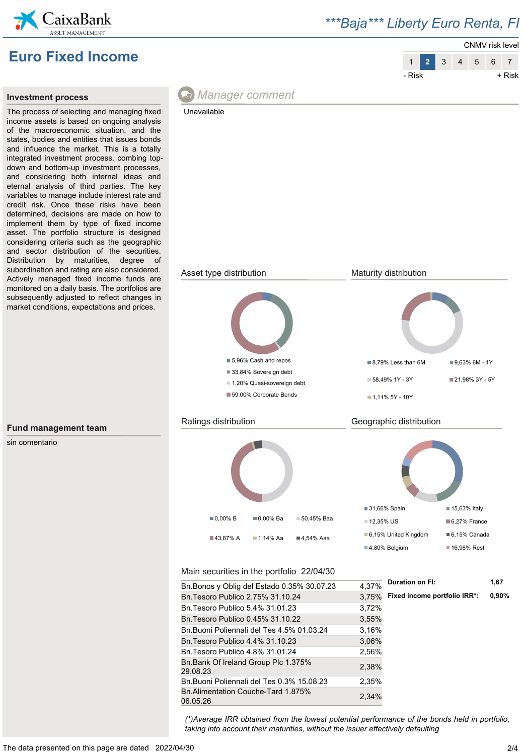# ***Baja*** Liberty Euro Renta, FI

## Euro Fixed Income

CNMV risk level

| 1 | **2** | 3 | 4 | 5 | 6 | 7 |
|---|---|---|---|---|---|---|

- Risk + Risk

### Investment process

The process of selecting and managing fixed income assets is based on ongoing analysis of the macroeconomic situation, and the states, bodies and entities that issues bonds and influence the market. This is a totally integrated investment process, combing top-down and bottom-up investment processes, and considering both internal ideas and eternal analysis of third parties. The key variables to manage include interest rate and credit risk. Once these risks have been determined, decisions are made on how to implement them by type of fixed income asset. The portfolio structure is designed considering criteria such as the geographic and sector distribution of the securities. Distribution by maturities, degree of subordination and rating are also considered. Actively managed fixed income funds are monitored on a daily basis. The portfolios are subsequently adjusted to reflect changes in market conditions, expectations and prices.

### Fund management team

sin comentario

### Manager comment

Unavailable

### Asset type distribution

- 5,96% Cash and repos
- 33,84% Sovereign debt
- 1,20% Quasi-sovereign debt
- 59,00% Corporate Bonds

### Maturity distribution

- 8,79% Less than 6M
- 9,63% 6M - 1Y
- 58,49% 1Y - 3Y
- 21,98% 3Y - 5Y
- 1,11% 5Y - 10Y

### Ratings distribution

- 0,00% B
- 0,00% Ba
- 50,45% Baa
- 43,87% A
- 1,14% Aa
- 4,54% Aaa

### Geographic distribution

- 31,66% Spain
- 15,63% Italy
- 12,35% US
- 6,27% France
- 6,15% United Kingdom
- 6,15% Canada
- 4,80% Belgium
- 16,98% Rest

### Main securities in the portfolio 22/04/30

| Security | % |
|---|---|
| Bn.Bonos y Oblig del Estado 0.35% 30.07.23 | 4,37% |
| Bn.Tesoro Publico 2.75% 31.10.24 | 3,75% |
| Bn.Tesoro Publico 5.4% 31.01.23 | 3,72% |
| Bn.Tesoro Publico 0.45% 31.10.22 | 3,55% |
| Bn.Buoni Poliennali del Tes 4.5% 01.03.24 | 3,16% |
| Bn.Tesoro Publico 4.4% 31.10.23 | 3,06% |
| Bn.Tesoro Publico 4.8% 31.01.24 | 2,56% |
| Bn.Bank Of Ireland Group Plc 1.375% 29.08.23 | 2,38% |
| Bn.Buoni Poliennali del Tes 0.3% 15.08.23 | 2,35% |
| Bn.Alimentation Couche-Tard 1.875% 06.05.26 | 2,34% |

| | |
|---|---|
| **Duration on FI:** | **1,67** |
| **Fixed income portfolio IRR*:** | **0,90%** |

*(\*)Average IRR obtained from the lowest potential performance of the bonds held in portfolio, taking into account their maturities, without the issuer effectively defaulting*

The data presented on this page are dated 2022/04/30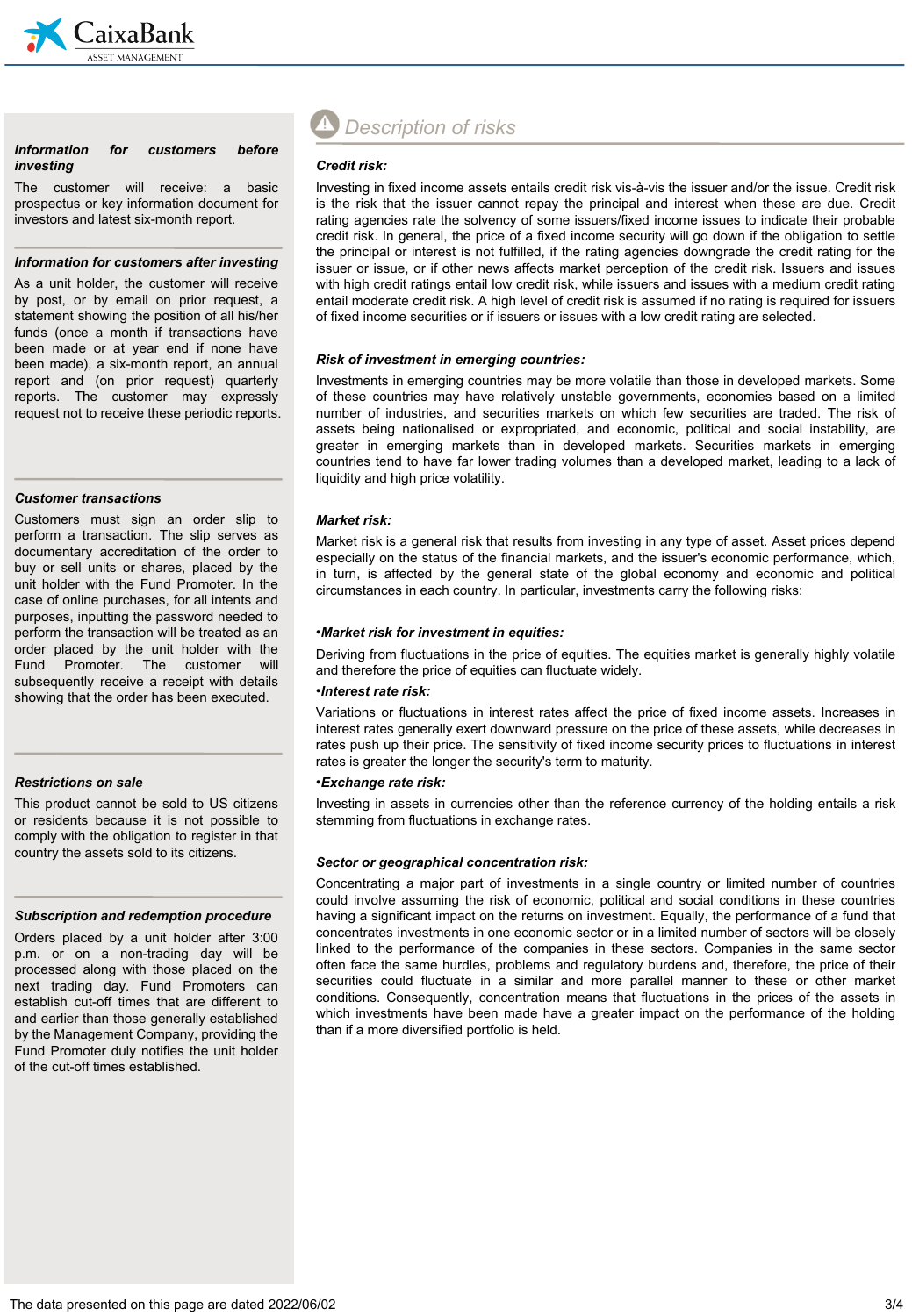### Information for customers before investing

The customer will receive: a basic prospectus or key information document for investors and latest six-month report.

### Information for customers after investing

As a unit holder, the customer will receive by post, or by email on prior request, a statement showing the position of all his/her funds (once a month if transactions have been made or at year end if none have been made), a six-month report, an annual report and (on prior request) quarterly reports. The customer may expressly request not to receive these periodic reports.

### Customer transactions

Customers must sign an order slip to perform a transaction. The slip serves as documentary accreditation of the order to buy or sell units or shares, placed by the unit holder with the Fund Promoter. In the case of online purchases, for all intents and purposes, inputting the password needed to perform the transaction will be treated as an order placed by the unit holder with the Fund Promoter. The customer will subsequently receive a receipt with details showing that the order has been executed.

### Restrictions on sale

This product cannot be sold to US citizens or residents because it is not possible to comply with the obligation to register in that country the assets sold to its citizens.

### Subscription and redemption procedure

Orders placed by a unit holder after 3:00 p.m. or on a non-trading day will be processed along with those placed on the next trading day. Fund Promoters can establish cut-off times that are different to and earlier than those generally established by the Management Company, providing the Fund Promoter duly notifies the unit holder of the cut-off times established.

## Description of risks

### Credit risk:

Investing in fixed income assets entails credit risk vis-à-vis the issuer and/or the issue. Credit risk is the risk that the issuer cannot repay the principal and interest when these are due. Credit rating agencies rate the solvency of some issuers/fixed income issues to indicate their probable credit risk. In general, the price of a fixed income security will go down if the obligation to settle the principal or interest is not fulfilled, if the rating agencies downgrade the credit rating for the issuer or issue, or if other news affects market perception of the credit risk. Issuers and issues with high credit ratings entail low credit risk, while issuers and issues with a medium credit rating entail moderate credit risk. A high level of credit risk is assumed if no rating is required for issuers of fixed income securities or if issuers or issues with a low credit rating are selected.

### Risk of investment in emerging countries:

Investments in emerging countries may be more volatile than those in developed markets. Some of these countries may have relatively unstable governments, economies based on a limited number of industries, and securities markets on which few securities are traded. The risk of assets being nationalised or expropriated, and economic, political and social instability, are greater in emerging markets than in developed markets. Securities markets in emerging countries tend to have far lower trading volumes than a developed market, leading to a lack of liquidity and high price volatility.

### Market risk:

Market risk is a general risk that results from investing in any type of asset. Asset prices depend especially on the status of the financial markets, and the issuer's economic performance, which, in turn, is affected by the general state of the global economy and economic and political circumstances in each country. In particular, investments carry the following risks:

**•Market risk for investment in equities:**

Deriving from fluctuations in the price of equities. The equities market is generally highly volatile and therefore the price of equities can fluctuate widely.

**•Interest rate risk:**

Variations or fluctuations in interest rates affect the price of fixed income assets. Increases in interest rates generally exert downward pressure on the price of these assets, while decreases in rates push up their price. The sensitivity of fixed income security prices to fluctuations in interest rates is greater the longer the security's term to maturity.

**•Exchange rate risk:**

Investing in assets in currencies other than the reference currency of the holding entails a risk stemming from fluctuations in exchange rates.

### Sector or geographical concentration risk:

Concentrating a major part of investments in a single country or limited number of countries could involve assuming the risk of economic, political and social conditions in these countries having a significant impact on the returns on investment. Equally, the performance of a fund that concentrates investments in one economic sector or in a limited number of sectors will be closely linked to the performance of the companies in these sectors. Companies in the same sector often face the same hurdles, problems and regulatory burdens and, therefore, the price of their securities could fluctuate in a similar and more parallel manner to these or other market conditions. Consequently, concentration means that fluctuations in the prices of the assets in which investments have been made have a greater impact on the performance of the holding than if a more diversified portfolio is held.

The data presented on this page are dated 2022/06/02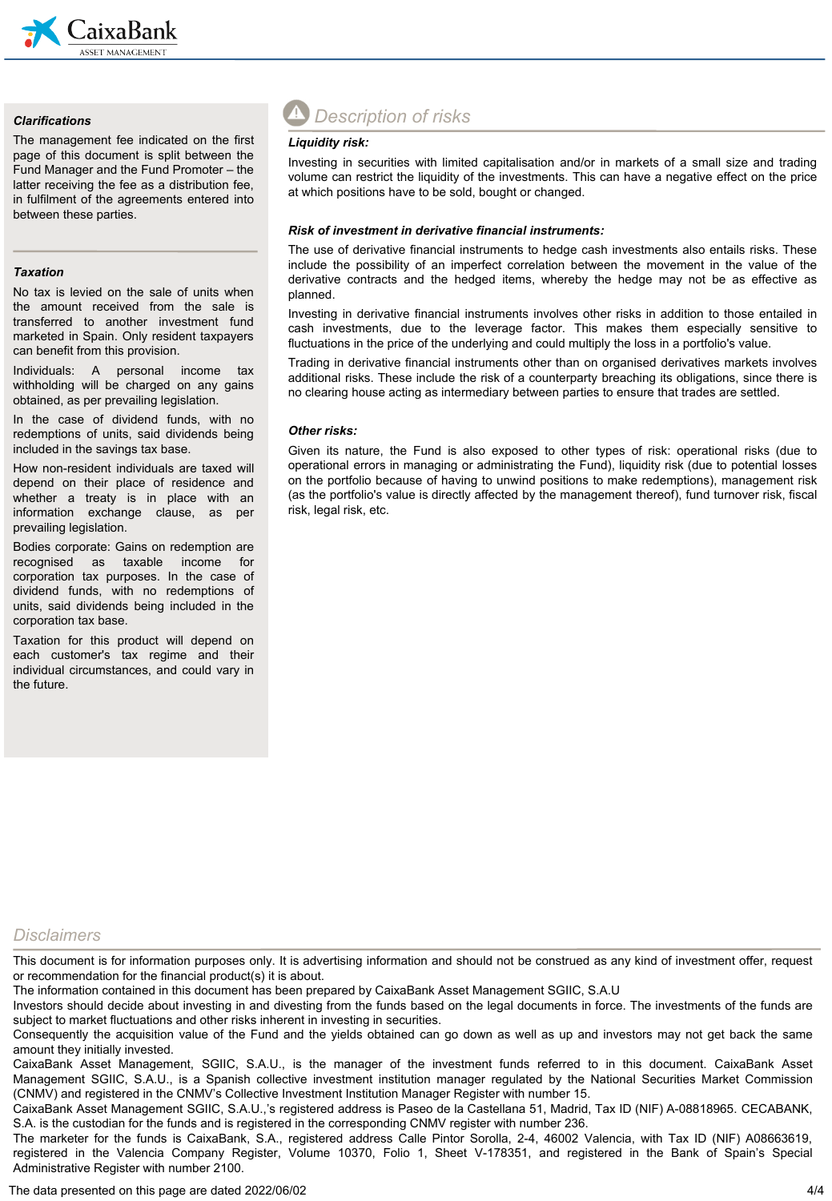### *Clarifications*

The management fee indicated on the first page of this document is split between the Fund Manager and the Fund Promoter – the latter receiving the fee as a distribution fee, in fulfilment of the agreements entered into between these parties.

### *Taxation*

No tax is levied on the sale of units when the amount received from the sale is transferred to another investment fund marketed in Spain. Only resident taxpayers can benefit from this provision.

Individuals: A personal income tax withholding will be charged on any gains obtained, as per prevailing legislation.

In the case of dividend funds, with no redemptions of units, said dividends being included in the savings tax base.

How non-resident individuals are taxed will depend on their place of residence and whether a treaty is in place with an information exchange clause, as per prevailing legislation.

Bodies corporate: Gains on redemption are recognised as taxable income for corporation tax purposes. In the case of dividend funds, with no redemptions of units, said dividends being included in the corporation tax base.

Taxation for this product will depend on each customer's tax regime and their individual circumstances, and could vary in the future.

## *Description of risks*

### *Liquidity risk:*

Investing in securities with limited capitalisation and/or in markets of a small size and trading volume can restrict the liquidity of the investments. This can have a negative effect on the price at which positions have to be sold, bought or changed.

### *Risk of investment in derivative financial instruments:*

The use of derivative financial instruments to hedge cash investments also entails risks. These include the possibility of an imperfect correlation between the movement in the value of the derivative contracts and the hedged items, whereby the hedge may not be as effective as planned.

Investing in derivative financial instruments involves other risks in addition to those entailed in cash investments, due to the leverage factor. This makes them especially sensitive to fluctuations in the price of the underlying and could multiply the loss in a portfolio's value.

Trading in derivative financial instruments other than on organised derivatives markets involves additional risks. These include the risk of a counterparty breaching its obligations, since there is no clearing house acting as intermediary between parties to ensure that trades are settled.

### *Other risks:*

Given its nature, the Fund is also exposed to other types of risk: operational risks (due to operational errors in managing or administrating the Fund), liquidity risk (due to potential losses on the portfolio because of having to unwind positions to make redemptions), management risk (as the portfolio's value is directly affected by the management thereof), fund turnover risk, fiscal risk, legal risk, etc.

## *Disclaimers*

This document is for information purposes only. It is advertising information and should not be construed as any kind of investment offer, request or recommendation for the financial product(s) it is about.
The information contained in this document has been prepared by CaixaBank Asset Management SGIIC, S.A.U
Investors should decide about investing in and divesting from the funds based on the legal documents in force. The investments of the funds are subject to market fluctuations and other risks inherent in investing in securities.
Consequently the acquisition value of the Fund and the yields obtained can go down as well as up and investors may not get back the same amount they initially invested.
CaixaBank Asset Management, SGIIC, S.A.U., is the manager of the investment funds referred to in this document. CaixaBank Asset Management SGIIC, S.A.U., is a Spanish collective investment institution manager regulated by the National Securities Market Commission (CNMV) and registered in the CNMV's Collective Investment Institution Manager Register with number 15.
CaixaBank Asset Management SGIIC, S.A.U.,'s registered address is Paseo de la Castellana 51, Madrid, Tax ID (NIF) A-08818965. CECABANK, S.A. is the custodian for the funds and is registered in the corresponding CNMV register with number 236.
The marketer for the funds is CaixaBank, S.A., registered address Calle Pintor Sorolla, 2-4, 46002 Valencia, with Tax ID (NIF) A08663619, registered in the Valencia Company Register, Volume 10370, Folio 1, Sheet V-178351, and registered in the Bank of Spain's Special Administrative Register with number 2100.

The data presented on this page are dated 2022/06/02